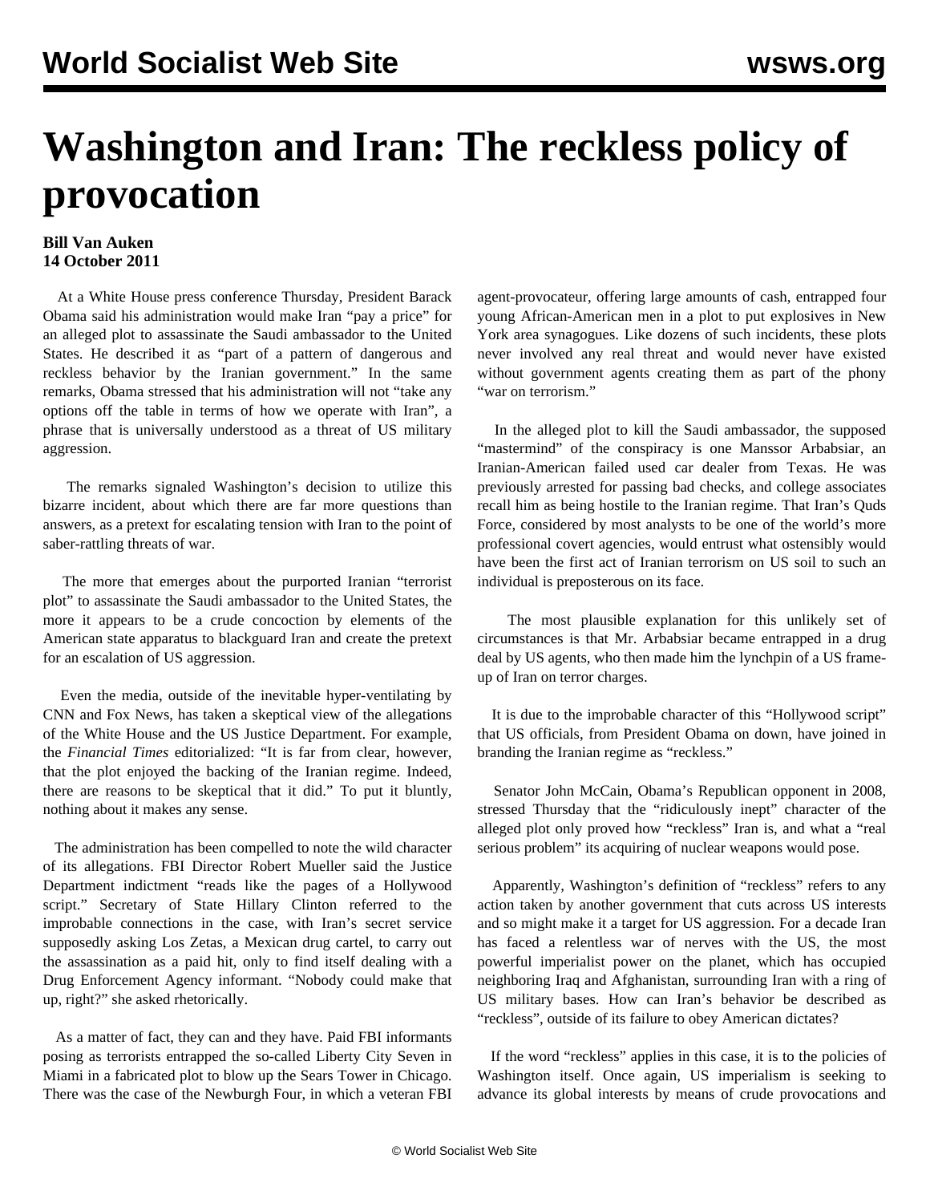# Washington and Iran: The reckless policy of provocation

**Bill Van Auken**
**14 October 2011**

At a White House press conference Thursday, President Barack Obama said his administration would make Iran "pay a price" for an alleged plot to assassinate the Saudi ambassador to the United States. He described it as "part of a pattern of dangerous and reckless behavior by the Iranian government." In the same remarks, Obama stressed that his administration will not "take any options off the table in terms of how we operate with Iran", a phrase that is universally understood as a threat of US military aggression.

The remarks signaled Washington's decision to utilize this bizarre incident, about which there are far more questions than answers, as a pretext for escalating tension with Iran to the point of saber-rattling threats of war.

The more that emerges about the purported Iranian "terrorist plot" to assassinate the Saudi ambassador to the United States, the more it appears to be a crude concoction by elements of the American state apparatus to blackguard Iran and create the pretext for an escalation of US aggression.

Even the media, outside of the inevitable hyper-ventilating by CNN and Fox News, has taken a skeptical view of the allegations of the White House and the US Justice Department. For example, the *Financial Times* editorialized: "It is far from clear, however, that the plot enjoyed the backing of the Iranian regime. Indeed, there are reasons to be skeptical that it did." To put it bluntly, nothing about it makes any sense.

The administration has been compelled to note the wild character of its allegations. FBI Director Robert Mueller said the Justice Department indictment "reads like the pages of a Hollywood script." Secretary of State Hillary Clinton referred to the improbable connections in the case, with Iran's secret service supposedly asking Los Zetas, a Mexican drug cartel, to carry out the assassination as a paid hit, only to find itself dealing with a Drug Enforcement Agency informant. "Nobody could make that up, right?" she asked rhetorically.

As a matter of fact, they can and they have. Paid FBI informants posing as terrorists entrapped the so-called Liberty City Seven in Miami in a fabricated plot to blow up the Sears Tower in Chicago. There was the case of the Newburgh Four, in which a veteran FBI agent-provocateur, offering large amounts of cash, entrapped four young African-American men in a plot to put explosives in New York area synagogues. Like dozens of such incidents, these plots never involved any real threat and would never have existed without government agents creating them as part of the phony "war on terrorism."

In the alleged plot to kill the Saudi ambassador, the supposed "mastermind" of the conspiracy is one Manssor Arbabsiar, an Iranian-American failed used car dealer from Texas. He was previously arrested for passing bad checks, and college associates recall him as being hostile to the Iranian regime. That Iran's Quds Force, considered by most analysts to be one of the world's more professional covert agencies, would entrust what ostensibly would have been the first act of Iranian terrorism on US soil to such an individual is preposterous on its face.

The most plausible explanation for this unlikely set of circumstances is that Mr. Arbabsiar became entrapped in a drug deal by US agents, who then made him the lynchpin of a US frame-up of Iran on terror charges.

It is due to the improbable character of this "Hollywood script" that US officials, from President Obama on down, have joined in branding the Iranian regime as "reckless."

Senator John McCain, Obama's Republican opponent in 2008, stressed Thursday that the "ridiculously inept" character of the alleged plot only proved how "reckless" Iran is, and what a "real serious problem" its acquiring of nuclear weapons would pose.

Apparently, Washington's definition of "reckless" refers to any action taken by another government that cuts across US interests and so might make it a target for US aggression. For a decade Iran has faced a relentless war of nerves with the US, the most powerful imperialist power on the planet, which has occupied neighboring Iraq and Afghanistan, surrounding Iran with a ring of US military bases. How can Iran's behavior be described as "reckless", outside of its failure to obey American dictates?

If the word "reckless" applies in this case, it is to the policies of Washington itself. Once again, US imperialism is seeking to advance its global interests by means of crude provocations and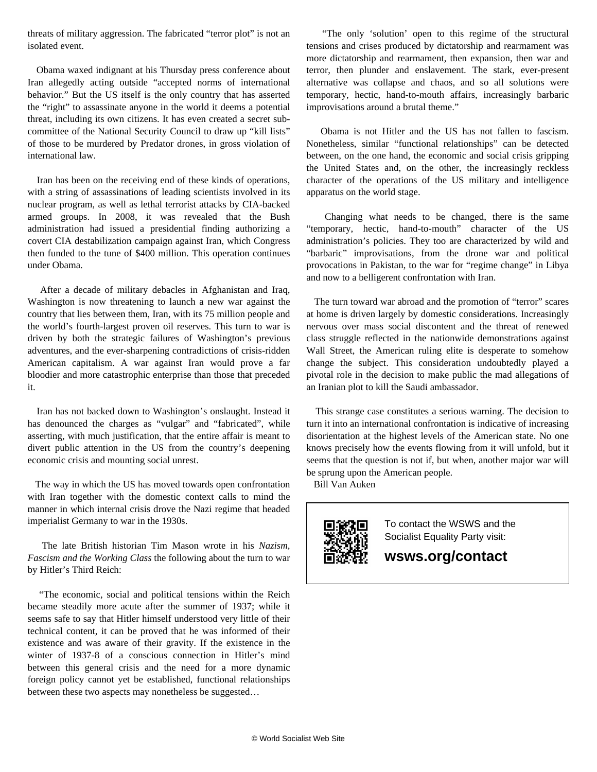threats of military aggression. The fabricated "terror plot" is not an isolated event.

Obama waxed indignant at his Thursday press conference about Iran allegedly acting outside "accepted norms of international behavior." But the US itself is the only country that has asserted the "right" to assassinate anyone in the world it deems a potential threat, including its own citizens. It has even created a secret sub-committee of the National Security Council to draw up "kill lists" of those to be murdered by Predator drones, in gross violation of international law.

Iran has been on the receiving end of these kinds of operations, with a string of assassinations of leading scientists involved in its nuclear program, as well as lethal terrorist attacks by CIA-backed armed groups. In 2008, it was revealed that the Bush administration had issued a presidential finding authorizing a covert CIA destabilization campaign against Iran, which Congress then funded to the tune of $400 million. This operation continues under Obama.

After a decade of military debacles in Afghanistan and Iraq, Washington is now threatening to launch a new war against the country that lies between them, Iran, with its 75 million people and the world's fourth-largest proven oil reserves. This turn to war is driven by both the strategic failures of Washington's previous adventures, and the ever-sharpening contradictions of crisis-ridden American capitalism. A war against Iran would prove a far bloodier and more catastrophic enterprise than those that preceded it.

Iran has not backed down to Washington's onslaught. Instead it has denounced the charges as "vulgar" and "fabricated", while asserting, with much justification, that the entire affair is meant to divert public attention in the US from the country's deepening economic crisis and mounting social unrest.

The way in which the US has moved towards open confrontation with Iran together with the domestic context calls to mind the manner in which internal crisis drove the Nazi regime that headed imperialist Germany to war in the 1930s.

The late British historian Tim Mason wrote in his *Nazism, Fascism and the Working Class* the following about the turn to war by Hitler's Third Reich:

"The economic, social and political tensions within the Reich became steadily more acute after the summer of 1937; while it seems safe to say that Hitler himself understood very little of their technical content, it can be proved that he was informed of their existence and was aware of their gravity. If the existence in the winter of 1937-8 of a conscious connection in Hitler's mind between this general crisis and the need for a more dynamic foreign policy cannot yet be established, functional relationships between these two aspects may nonetheless be suggested…

"The only 'solution' open to this regime of the structural tensions and crises produced by dictatorship and rearmament was more dictatorship and rearmament, then expansion, then war and terror, then plunder and enslavement. The stark, ever-present alternative was collapse and chaos, and so all solutions were temporary, hectic, hand-to-mouth affairs, increasingly barbaric improvisations around a brutal theme."

Obama is not Hitler and the US has not fallen to fascism. Nonetheless, similar "functional relationships" can be detected between, on the one hand, the economic and social crisis gripping the United States and, on the other, the increasingly reckless character of the operations of the US military and intelligence apparatus on the world stage.

Changing what needs to be changed, there is the same "temporary, hectic, hand-to-mouth" character of the US administration's policies. They too are characterized by wild and "barbaric" improvisations, from the drone war and political provocations in Pakistan, to the war for "regime change" in Libya and now to a belligerent confrontation with Iran.

The turn toward war abroad and the promotion of "terror" scares at home is driven largely by domestic considerations. Increasingly nervous over mass social discontent and the threat of renewed class struggle reflected in the nationwide demonstrations against Wall Street, the American ruling elite is desperate to somehow change the subject. This consideration undoubtedly played a pivotal role in the decision to make public the mad allegations of an Iranian plot to kill the Saudi ambassador.

This strange case constitutes a serious warning. The decision to turn it into an international confrontation is indicative of increasing disorientation at the highest levels of the American state. No one knows precisely how the events flowing from it will unfold, but it seems that the question is not if, but when, another major war will be sprung upon the American people.

Bill Van Auken

To contact the WSWS and the Socialist Equality Party visit:

**wsws.org/contact**